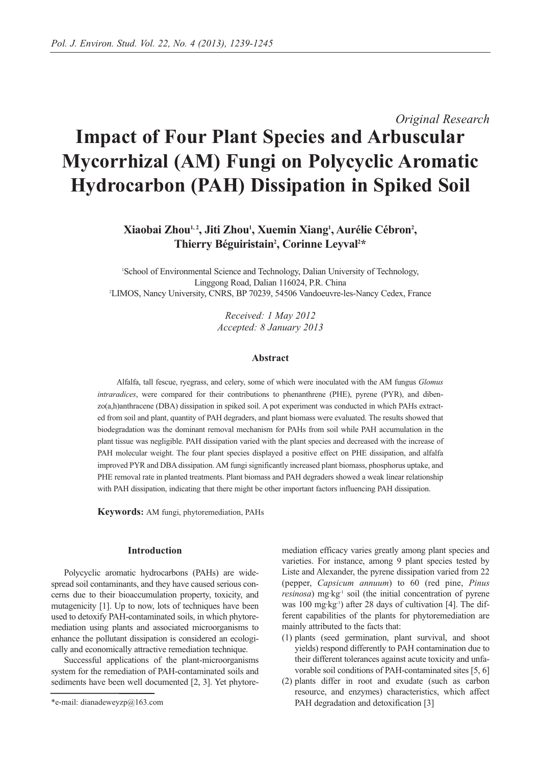*Original Research*

# Impact of Four Plant Species and Arbuscular Mycorrhizal (AM) Fungi on Polycyclic Aromatic Hydrocarbon (PAH) Dissipation in Spiked Soil

**Xiaobai Zhou[1, 2], Jiti Zhou[1], Xuemin Xiang[1], Aurélie Cébron[2], Thierry Béguiristain[2], Corinne Leyval[2]***

[1]School of Environmental Science and Technology, Dalian University of Technology, Linggong Road, Dalian 116024, P.R. China
[2]LIMOS, Nancy University, CNRS, BP 70239, 54506 Vandoeuvre-les-Nancy Cedex, France

*Received: 1 May 2012*
*Accepted: 8 January 2013*

### Abstract

Alfalfa, tall fescue, ryegrass, and celery, some of which were inoculated with the AM fungus *Glomus intraradices*, were compared for their contributions to phenanthrene (PHE), pyrene (PYR), and dibenzo(a,h)anthracene (DBA) dissipation in spiked soil. A pot experiment was conducted in which PAHs extracted from soil and plant, quantity of PAH degraders, and plant biomass were evaluated. The results showed that biodegradation was the dominant removal mechanism for PAHs from soil while PAH accumulation in the plant tissue was negligible. PAH dissipation varied with the plant species and decreased with the increase of PAH molecular weight. The four plant species displayed a positive effect on PHE dissipation, and alfalfa improved PYR and DBA dissipation. AM fungi significantly increased plant biomass, phosphorus uptake, and PHE removal rate in planted treatments. Plant biomass and PAH degraders showed a weak linear relationship with PAH dissipation, indicating that there might be other important factors influencing PAH dissipation.

**Keywords:** AM fungi, phytoremediation, PAHs

## Introduction

Polycyclic aromatic hydrocarbons (PAHs) are widespread soil contaminants, and they have caused serious concerns due to their bioaccumulation property, toxicity, and mutagenicity [1]. Up to now, lots of techniques have been used to detoxify PAH-contaminated soils, in which phytoremediation using plants and associated microorganisms to enhance the pollutant dissipation is considered an ecologically and economically attractive remediation technique.

Successful applications of the plant-microorganisms system for the remediation of PAH-contaminated soils and sediments have been well documented [2, 3]. Yet phytoremediation efficacy varies greatly among plant species and varieties. For instance, among 9 plant species tested by Liste and Alexander, the pyrene dissipation varied from 22 (pepper, *Capsicum annuum*) to 60 (red pine, *Pinus resinosa*) mg·kg$^{-1}$ soil (the initial concentration of pyrene was 100 mg·kg$^{-1}$) after 28 days of cultivation [4]. The different capabilities of the plants for phytoremediation are mainly attributed to the facts that:

(1) plants (seed germination, plant survival, and shoot yields) respond differently to PAH contamination due to their different tolerances against acute toxicity and unfavorable soil conditions of PAH-contaminated sites [5, 6]
(2) plants differ in root and exudate (such as carbon resource, and enzymes) characteristics, which affect PAH degradation and detoxification [3]

*e-mail: dianadeweyzp@163.com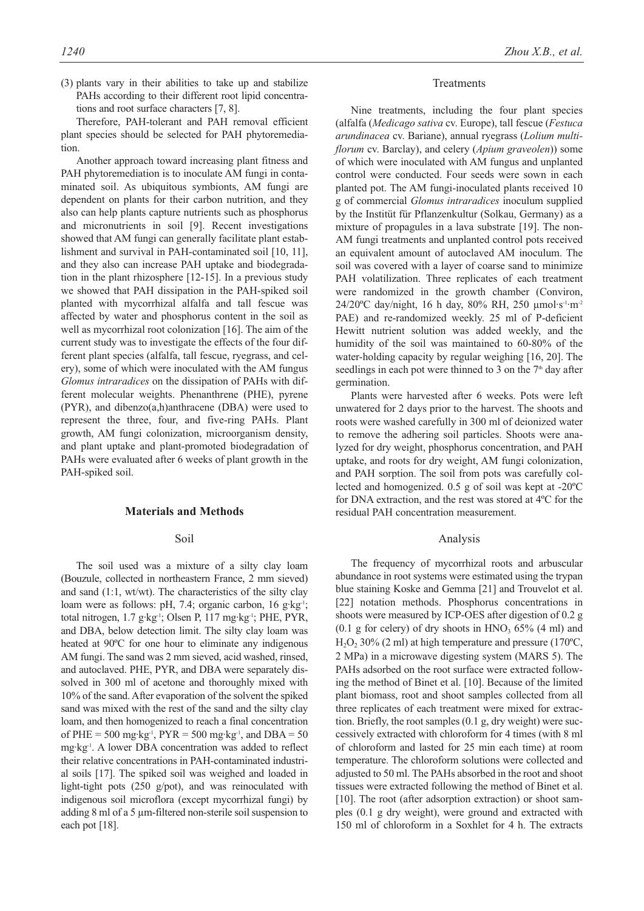(3) plants vary in their abilities to take up and stabilize PAHs according to their different root lipid concentrations and root surface characters [7, 8].

Therefore, PAH-tolerant and PAH removal efficient plant species should be selected for PAH phytoremediation.

Another approach toward increasing plant fitness and PAH phytoremediation is to inoculate AM fungi in contaminated soil. As ubiquitous symbionts, AM fungi are dependent on plants for their carbon nutrition, and they also can help plants capture nutrients such as phosphorus and micronutrients in soil [9]. Recent investigations showed that AM fungi can generally facilitate plant establishment and survival in PAH-contaminated soil [10, 11], and they also can increase PAH uptake and biodegradation in the plant rhizosphere [12-15]. In a previous study we showed that PAH dissipation in the PAH-spiked soil planted with mycorrhizal alfalfa and tall fescue was affected by water and phosphorus content in the soil as well as mycorrhizal root colonization [16]. The aim of the current study was to investigate the effects of the four different plant species (alfalfa, tall fescue, ryegrass, and celery), some of which were inoculated with the AM fungus *Glomus intraradices* on the dissipation of PAHs with different molecular weights. Phenanthrene (PHE), pyrene (PYR), and dibenzo(a,h)anthracene (DBA) were used to represent the three, four, and five-ring PAHs. Plant growth, AM fungi colonization, microorganism density, and plant uptake and plant-promoted biodegradation of PAHs were evaluated after 6 weeks of plant growth in the PAH-spiked soil.

## Materials and Methods

### Soil

The soil used was a mixture of a silty clay loam (Bouzule, collected in northeastern France, 2 mm sieved) and sand (1:1, wt/wt). The characteristics of the silty clay loam were as follows: pH, 7.4; organic carbon, 16 $g \cdot kg^{-1}$; total nitrogen, 1.7 $g \cdot kg^{-1}$; Olsen P, 117 $mg \cdot kg^{-1}$; PHE, PYR, and DBA, below detection limit. The silty clay loam was heated at 90ºC for one hour to eliminate any indigenous AM fungi. The sand was 2 mm sieved, acid washed, rinsed, and autoclaved. PHE, PYR, and DBA were separately dissolved in 300 ml of acetone and thoroughly mixed with 10% of the sand. After evaporation of the solvent the spiked sand was mixed with the rest of the sand and the silty clay loam, and then homogenized to reach a final concentration of PHE = 500 $mg \cdot kg^{-1}$, PYR = 500 $mg \cdot kg^{-1}$, and DBA = 50 $mg \cdot kg^{-1}$. A lower DBA concentration was added to reflect their relative concentrations in PAH-contaminated industrial soils [17]. The spiked soil was weighed and loaded in light-tight pots (250 g/pot), and was reinoculated with indigenous soil microflora (except mycorrhizal fungi) by adding 8 ml of a 5 μm-filtered non-sterile soil suspension to each pot [18].

### Treatments

Nine treatments, including the four plant species (alfalfa (*Medicago sativa* cv. Europe), tall fescue (*Festuca arundinacea* cv. Bariane), annual ryegrass (*Lolium multiflorum* cv. Barclay), and celery (*Apium graveolen*)) some of which were inoculated with AM fungus and unplanted control were conducted. Four seeds were sown in each planted pot. The AM fungi-inoculated plants received 10 g of commercial *Glomus intraradices* inoculum supplied by the Institüt für Pflanzenkultur (Solkau, Germany) as a mixture of propagules in a lava substrate [19]. The non-AM fungi treatments and unplanted control pots received an equivalent amount of autoclaved AM inoculum. The soil was covered with a layer of coarse sand to minimize PAH volatilization. Three replicates of each treatment were randomized in the growth chamber (Conviron, 24/20ºC day/night, 16 h day, 80% RH, 250 $\mu mol \cdot s^{-1} \cdot m^{-2}$ PAE) and re-randomized weekly. 25 ml of P-deficient Hewitt nutrient solution was added weekly, and the humidity of the soil was maintained to 60-80% of the water-holding capacity by regular weighing [16, 20]. The seedlings in each pot were thinned to 3 on the $7^{th}$ day after germination.

Plants were harvested after 6 weeks. Pots were left unwatered for 2 days prior to the harvest. The shoots and roots were washed carefully in 300 ml of deionized water to remove the adhering soil particles. Shoots were analyzed for dry weight, phosphorus concentration, and PAH uptake, and roots for dry weight, AM fungi colonization, and PAH sorption. The soil from pots was carefully collected and homogenized. 0.5 g of soil was kept at -20ºC for DNA extraction, and the rest was stored at 4ºC for the residual PAH concentration measurement.

### Analysis

The frequency of mycorrhizal roots and arbuscular abundance in root systems were estimated using the trypan blue staining Koske and Gemma [21] and Trouvelot et al. [22] notation methods. Phosphorus concentrations in shoots were measured by ICP-OES after digestion of 0.2 g (0.1 g for celery) of dry shoots in $HNO_3$ 65% (4 ml) and $H_2O_2$ 30% (2 ml) at high temperature and pressure (170ºC, 2 MPa) in a microwave digesting system (MARS 5). The PAHs adsorbed on the root surface were extracted following the method of Binet et al. [10]. Because of the limited plant biomass, root and shoot samples collected from all three replicates of each treatment were mixed for extraction. Briefly, the root samples (0.1 g, dry weight) were successively extracted with chloroform for 4 times (with 8 ml of chloroform and lasted for 25 min each time) at room temperature. The chloroform solutions were collected and adjusted to 50 ml. The PAHs absorbed in the root and shoot tissues were extracted following the method of Binet et al. [10]. The root (after adsorption extraction) or shoot samples (0.1 g dry weight), were ground and extracted with 150 ml of chloroform in a Soxhlet for 4 h. The extracts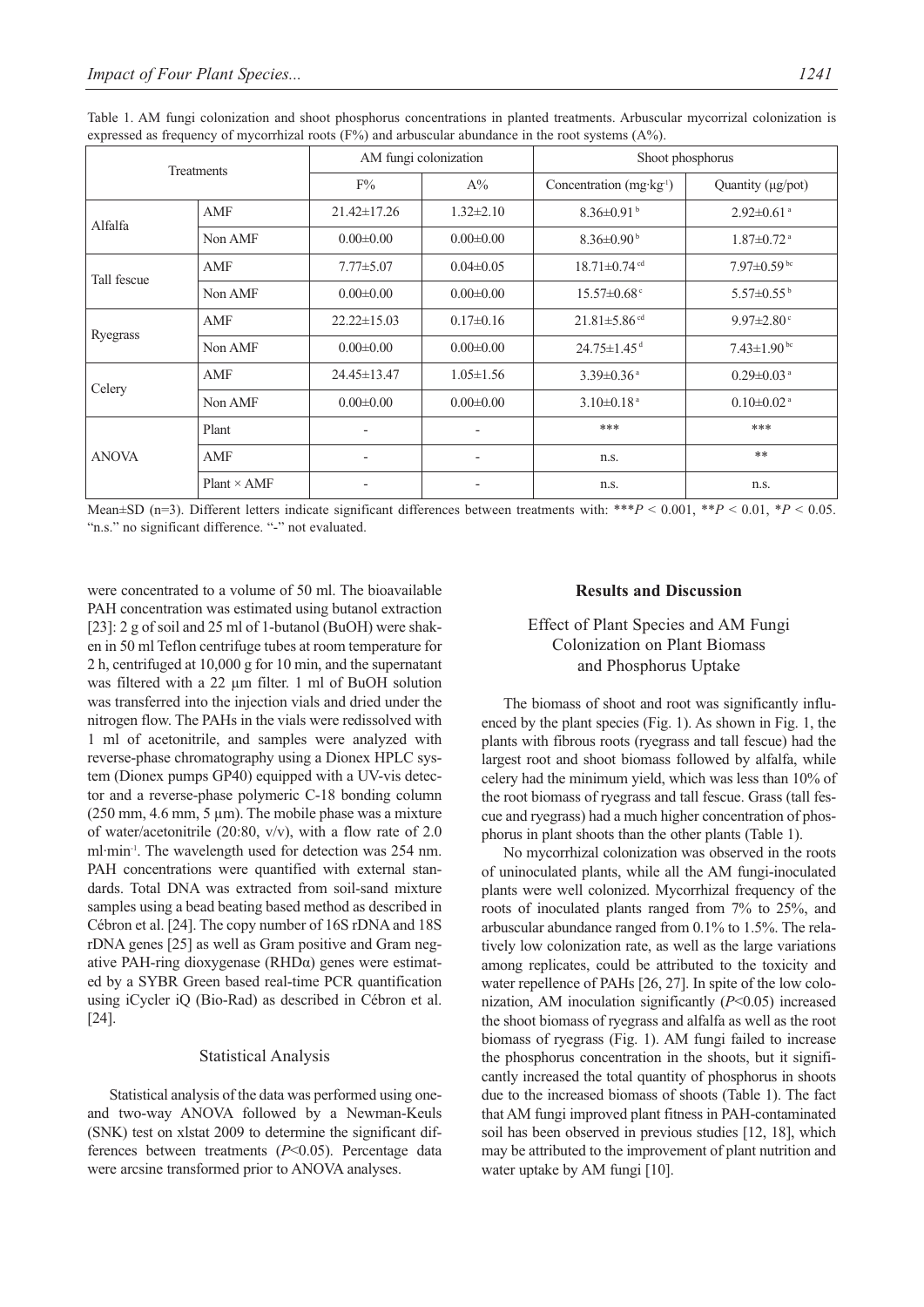Table 1. AM fungi colonization and shoot phosphorus concentrations in planted treatments. Arbuscular mycorrizal colonization is expressed as frequency of mycorrhizal roots (F%) and arbuscular abundance in the root systems (A%).

| Treatments | | AM fungi colonization | | Shoot phosphorus | |
|---|---|---|---|---|---|
| | | F% | A% | Concentration (mg·kg$^{-1}$) | Quantity (μg/pot) |
| Alfalfa | AMF | 21.42±17.26 | 1.32±2.10 | 8.36±0.91 $^{b}$ | 2.92±0.61 $^{a}$ |
| | Non AMF | 0.00±0.00 | 0.00±0.00 | 8.36±0.90 $^{b}$ | 1.87±0.72 $^{a}$ |
| Tall fescue | AMF | 7.77±5.07 | 0.04±0.05 | 18.71±0.74 $^{cd}$ | 7.97±0.59 $^{bc}$ |
| | Non AMF | 0.00±0.00 | 0.00±0.00 | 15.57±0.68 $^{c}$ | 5.57±0.55 $^{b}$ |
| Ryegrass | AMF | 22.22±15.03 | 0.17±0.16 | 21.81±5.86 $^{cd}$ | 9.97±2.80 $^{c}$ |
| | Non AMF | 0.00±0.00 | 0.00±0.00 | 24.75±1.45 $^{d}$ | 7.43±1.90 $^{bc}$ |
| Celery | AMF | 24.45±13.47 | 1.05±1.56 | 3.39±0.36 $^{a}$ | 0.29±0.03 $^{a}$ |
| | Non AMF | 0.00±0.00 | 0.00±0.00 | 3.10±0.18 $^{a}$ | 0.10±0.02 $^{a}$ |
| ANOVA | Plant | - | - | *** | *** |
| | AMF | - | - | n.s. | ** |
| | Plant × AMF | - | - | n.s. | n.s. |

Mean±SD (n=3). Different letters indicate significant differences between treatments with: ***$P < 0.001$, **$P < 0.01$, *$P < 0.05$. "n.s." no significant difference. "-" not evaluated.

were concentrated to a volume of 50 ml. The bioavailable PAH concentration was estimated using butanol extraction [23]: 2 g of soil and 25 ml of 1-butanol (BuOH) were shaken in 50 ml Teflon centrifuge tubes at room temperature for 2 h, centrifuged at 10,000 g for 10 min, and the supernatant was filtered with a 22 μm filter. 1 ml of BuOH solution was transferred into the injection vials and dried under the nitrogen flow. The PAHs in the vials were redissolved with 1 ml of acetonitrile, and samples were analyzed with reverse-phase chromatography using a Dionex HPLC system (Dionex pumps GP40) equipped with a UV-vis detector and a reverse-phase polymeric C-18 bonding column (250 mm, 4.6 mm, 5 μm). The mobile phase was a mixture of water/acetonitrile (20:80, v/v), with a flow rate of 2.0 ml·min$^{-1}$. The wavelength used for detection was 254 nm. PAH concentrations were quantified with external standards. Total DNA was extracted from soil-sand mixture samples using a bead beating based method as described in Cébron et al. [24]. The copy number of 16S rDNA and 18S rDNA genes [25] as well as Gram positive and Gram negative PAH-ring dioxygenase (RHDα) genes were estimated by a SYBR Green based real-time PCR quantification using iCycler iQ (Bio-Rad) as described in Cébron et al. [24].

### Statistical Analysis

Statistical analysis of the data was performed using one- and two-way ANOVA followed by a Newman-Keuls (SNK) test on xlstat 2009 to determine the significant differences between treatments ($P<0.05$). Percentage data were arcsine transformed prior to ANOVA analyses.

## Results and Discussion

### Effect of Plant Species and AM Fungi Colonization on Plant Biomass and Phosphorus Uptake

The biomass of shoot and root was significantly influenced by the plant species (Fig. 1). As shown in Fig. 1, the plants with fibrous roots (ryegrass and tall fescue) had the largest root and shoot biomass followed by alfalfa, while celery had the minimum yield, which was less than 10% of the root biomass of ryegrass and tall fescue. Grass (tall fescue and ryegrass) had a much higher concentration of phosphorus in plant shoots than the other plants (Table 1).

No mycorrhizal colonization was observed in the roots of uninoculated plants, while all the AM fungi-inoculated plants were well colonized. Mycorrhizal frequency of the roots of inoculated plants ranged from 7% to 25%, and arbuscular abundance ranged from 0.1% to 1.5%. The relatively low colonization rate, as well as the large variations among replicates, could be attributed to the toxicity and water repellence of PAHs [26, 27]. In spite of the low colonization, AM inoculation significantly ($P<0.05$) increased the shoot biomass of ryegrass and alfalfa as well as the root biomass of ryegrass (Fig. 1). AM fungi failed to increase the phosphorus concentration in the shoots, but it significantly increased the total quantity of phosphorus in shoots due to the increased biomass of shoots (Table 1). The fact that AM fungi improved plant fitness in PAH-contaminated soil has been observed in previous studies [12, 18], which may be attributed to the improvement of plant nutrition and water uptake by AM fungi [10].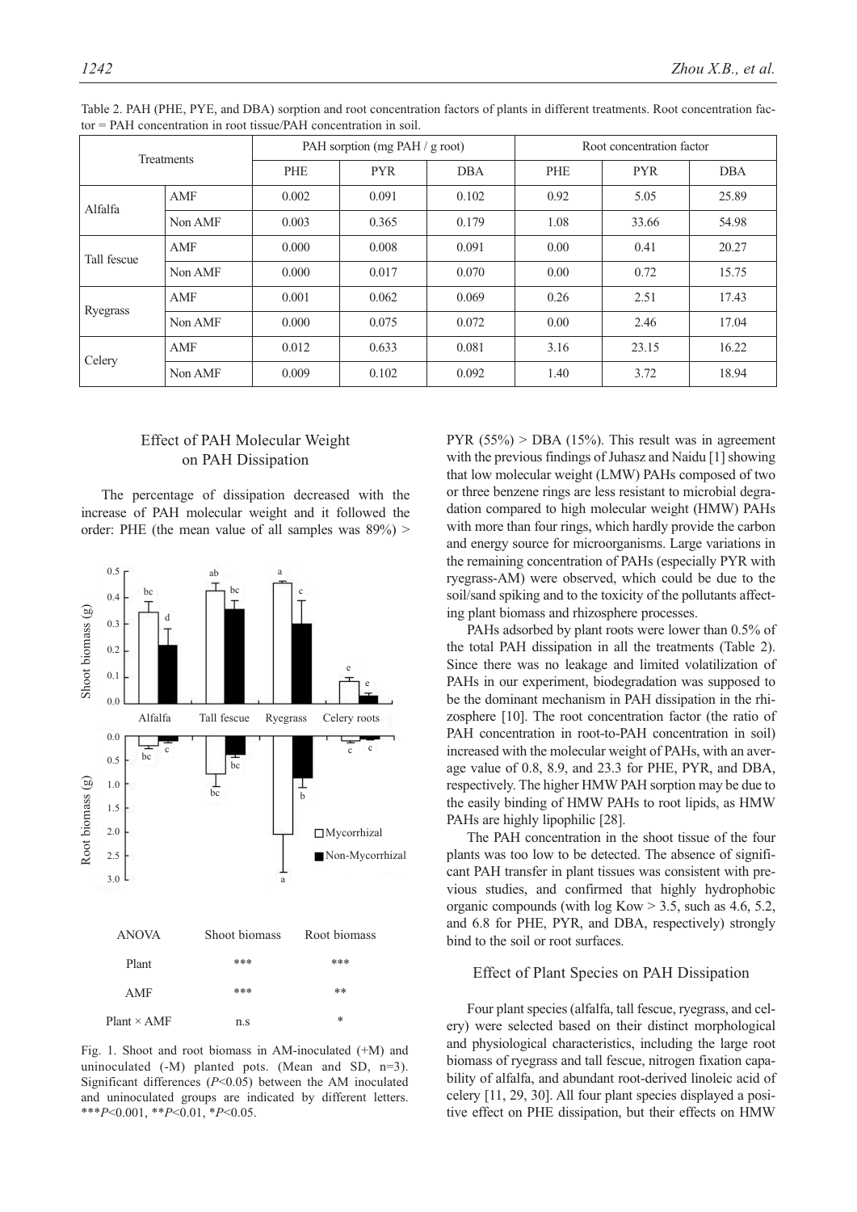Table 2. PAH (PHE, PYE, and DBA) sorption and root concentration factors of plants in different treatments. Root concentration factor = PAH concentration in root tissue/PAH concentration in soil.

| Treatments | | PAH sorption (mg PAH / g root) | | | Root concentration factor | | |
|---|---|---|---|---|---|---|---|
| | | PHE | PYR | DBA | PHE | PYR | DBA |
| Alfalfa | AMF | 0.002 | 0.091 | 0.102 | 0.92 | 5.05 | 25.89 |
| | Non AMF | 0.003 | 0.365 | 0.179 | 1.08 | 33.66 | 54.98 |
| Tall fescue | AMF | 0.000 | 0.008 | 0.091 | 0.00 | 0.41 | 20.27 |
| | Non AMF | 0.000 | 0.017 | 0.070 | 0.00 | 0.72 | 15.75 |
| Ryegrass | AMF | 0.001 | 0.062 | 0.069 | 0.26 | 2.51 | 17.43 |
| | Non AMF | 0.000 | 0.075 | 0.072 | 0.00 | 2.46 | 17.04 |
| Celery | AMF | 0.012 | 0.633 | 0.081 | 3.16 | 23.15 | 16.22 |
| | Non AMF | 0.009 | 0.102 | 0.092 | 1.40 | 3.72 | 18.94 |

## Effect of PAH Molecular Weight on PAH Dissipation

The percentage of dissipation decreased with the increase of PAH molecular weight and it followed the order: PHE (the mean value of all samples was 89%) > PYR (55%) > DBA (15%). This result was in agreement with the previous findings of Juhasz and Naidu [1] showing that low molecular weight (LMW) PAHs composed of two or three benzene rings are less resistant to microbial degradation compared to high molecular weight (HMW) PAHs with more than four rings, which hardly provide the carbon and energy source for microorganisms. Large variations in the remaining concentration of PAHs (especially PYR with ryegrass-AM) were observed, which could be due to the soil/sand spiking and to the toxicity of the pollutants affecting plant biomass and rhizosphere processes.

PAHs adsorbed by plant roots were lower than 0.5% of the total PAH dissipation in all the treatments (Table 2). Since there was no leakage and limited volatilization of PAHs in our experiment, biodegradation was supposed to be the dominant mechanism in PAH dissipation in the rhizosphere [10]. The root concentration factor (the ratio of PAH concentration in root-to-PAH concentration in soil) increased with the molecular weight of PAHs, with an average value of 0.8, 8.9, and 23.3 for PHE, PYR, and DBA, respectively. The higher HMW PAH sorption may be due to the easily binding of HMW PAHs to root lipids, as HMW PAHs are highly lipophilic [28].

The PAH concentration in the shoot tissue of the four plants was too low to be detected. The absence of significant PAH transfer in plant tissues was consistent with previous studies, and confirmed that highly hydrophobic organic compounds (with log Kow > 3.5, such as 4.6, 5.2, and 6.8 for PHE, PYR, and DBA, respectively) strongly bind to the soil or root surfaces.

| ANOVA | Shoot biomass | Root biomass |
|---|---|---|
| Plant | *** | *** |
| AMF | *** | ** |
| Plant × AMF | n.s | * |

Fig. 1. Shoot and root biomass in AM-inoculated (+M) and uninoculated (-M) planted pots. (Mean and SD, n=3). Significant differences ($P<0.05$) between the AM inoculated and uninoculated groups are indicated by different letters. ***$P<0.001$, **$P<0.01$, *$P<0.05$.

## Effect of Plant Species on PAH Dissipation

Four plant species (alfalfa, tall fescue, ryegrass, and celery) were selected based on their distinct morphological and physiological characteristics, including the large root biomass of ryegrass and tall fescue, nitrogen fixation capability of alfalfa, and abundant root-derived linoleic acid of celery [11, 29, 30]. All four plant species displayed a positive effect on PHE dissipation, but their effects on HMW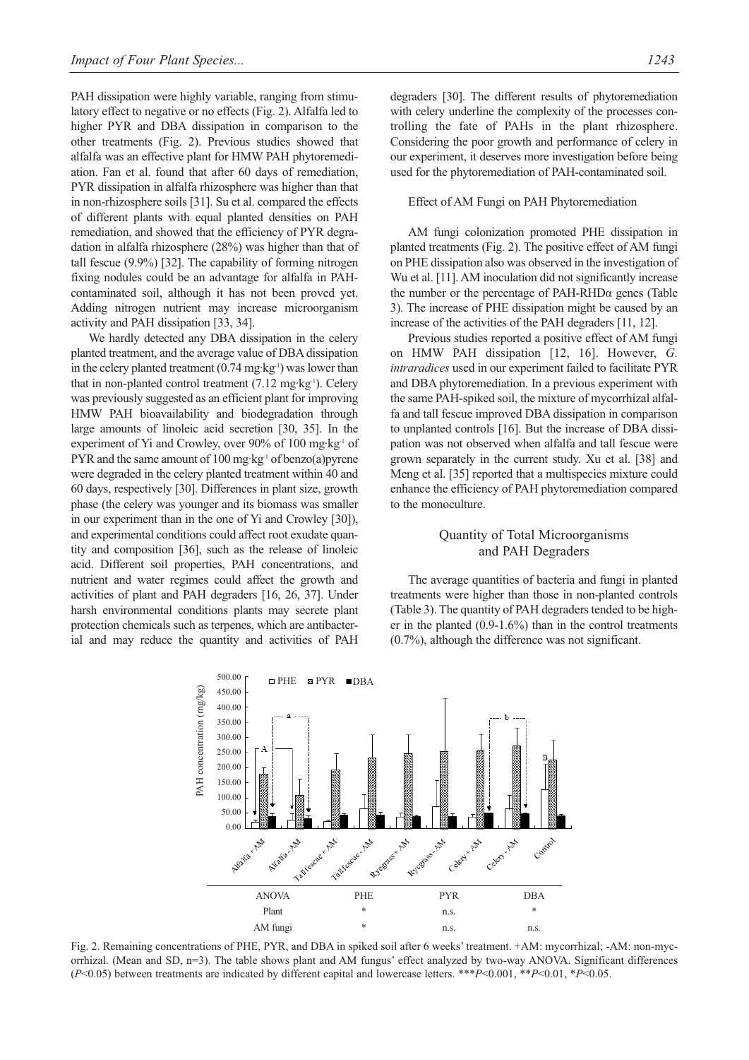PAH dissipation were highly variable, ranging from stimulatory effect to negative or no effects (Fig. 2). Alfalfa led to higher PYR and DBA dissipation in comparison to the other treatments (Fig. 2). Previous studies showed that alfalfa was an effective plant for HMW PAH phytoremediation. Fan et al. found that after 60 days of remediation, PYR dissipation in alfalfa rhizosphere was higher than that in non-rhizosphere soils [31]. Su et al. compared the effects of different plants with equal planted densities on PAH remediation, and showed that the efficiency of PYR degradation in alfalfa rhizosphere (28%) was higher than that of tall fescue (9.9%) [32]. The capability of forming nitrogen fixing nodules could be an advantage for alfalfa in PAH-contaminated soil, although it has not been proved yet. Adding nitrogen nutrient may increase microorganism activity and PAH dissipation [33, 34].

We hardly detected any DBA dissipation in the celery planted treatment, and the average value of DBA dissipation in the celery planted treatment (0.74 mg·kg$^{-1}$) was lower than that in non-planted control treatment (7.12 mg·kg$^{-1}$). Celery was previously suggested as an efficient plant for improving HMW PAH bioavailability and biodegradation through large amounts of linoleic acid secretion [30, 35]. In the experiment of Yi and Crowley, over 90% of 100 mg·kg$^{-1}$ of PYR and the same amount of 100 mg·kg$^{-1}$ of benzo(a)pyrene were degraded in the celery planted treatment within 40 and 60 days, respectively [30]. Differences in plant size, growth phase (the celery was younger and its biomass was smaller in our experiment than in the one of Yi and Crowley [30]), and experimental conditions could affect root exudate quantity and composition [36], such as the release of linoleic acid. Different soil properties, PAH concentrations, and nutrient and water regimes could affect the growth and activities of plant and PAH degraders [16, 26, 37]. Under harsh environmental conditions plants may secrete plant protection chemicals such as terpenes, which are antibacterial and may reduce the quantity and activities of PAH degraders [30]. The different results of phytoremediation with celery underline the complexity of the processes controlling the fate of PAHs in the plant rhizosphere. Considering the poor growth and performance of celery in our experiment, it deserves more investigation before being used for the phytoremediation of PAH-contaminated soil.

### Effect of AM Fungi on PAH Phytoremediation

AM fungi colonization promoted PHE dissipation in planted treatments (Fig. 2). The positive effect of AM fungi on PHE dissipation also was observed in the investigation of Wu et al. [11]. AM inoculation did not significantly increase the number or the percentage of PAH-RHDα genes (Table 3). The increase of PHE dissipation might be caused by an increase of the activities of the PAH degraders [11, 12].

Previous studies reported a positive effect of AM fungi on HMW PAH dissipation [12, 16]. However, *G. intraradices* used in our experiment failed to facilitate PYR and DBA phytoremediation. In a previous experiment with the same PAH-spiked soil, the mixture of mycorrhizal alfalfa and tall fescue improved DBA dissipation in comparison to unplanted controls [16]. But the increase of DBA dissipation was not observed when alfalfa and tall fescue were grown separately in the current study. Xu et al. [38] and Meng et al. [35] reported that a multispecies mixture could enhance the efficiency of PAH phytoremediation compared to the monoculture.

## Quantity of Total Microorganisms and PAH Degraders

The average quantities of bacteria and fungi in planted treatments were higher than those in non-planted controls (Table 3). The quantity of PAH degraders tended to be higher in the planted (0.9-1.6%) than in the control treatments (0.7%), although the difference was not significant.

| ANOVA | PHE | PYR | DBA |
|---|---|---|---|
| Plant | * | n.s. | * |
| AM fungi | * | n.s. | n.s. |

Fig. 2. Remaining concentrations of PHE, PYR, and DBA in spiked soil after 6 weeks' treatment. +AM: mycorrhizal; -AM: non-mycorrhizal. (Mean and SD, n=3). The table shows plant and AM fungus' effect analyzed by two-way ANOVA. Significant differences ($P$<0.05) between treatments are indicated by different capital and lowercase letters. ***$P$<0.001, **$P$<0.01, *$P$<0.05.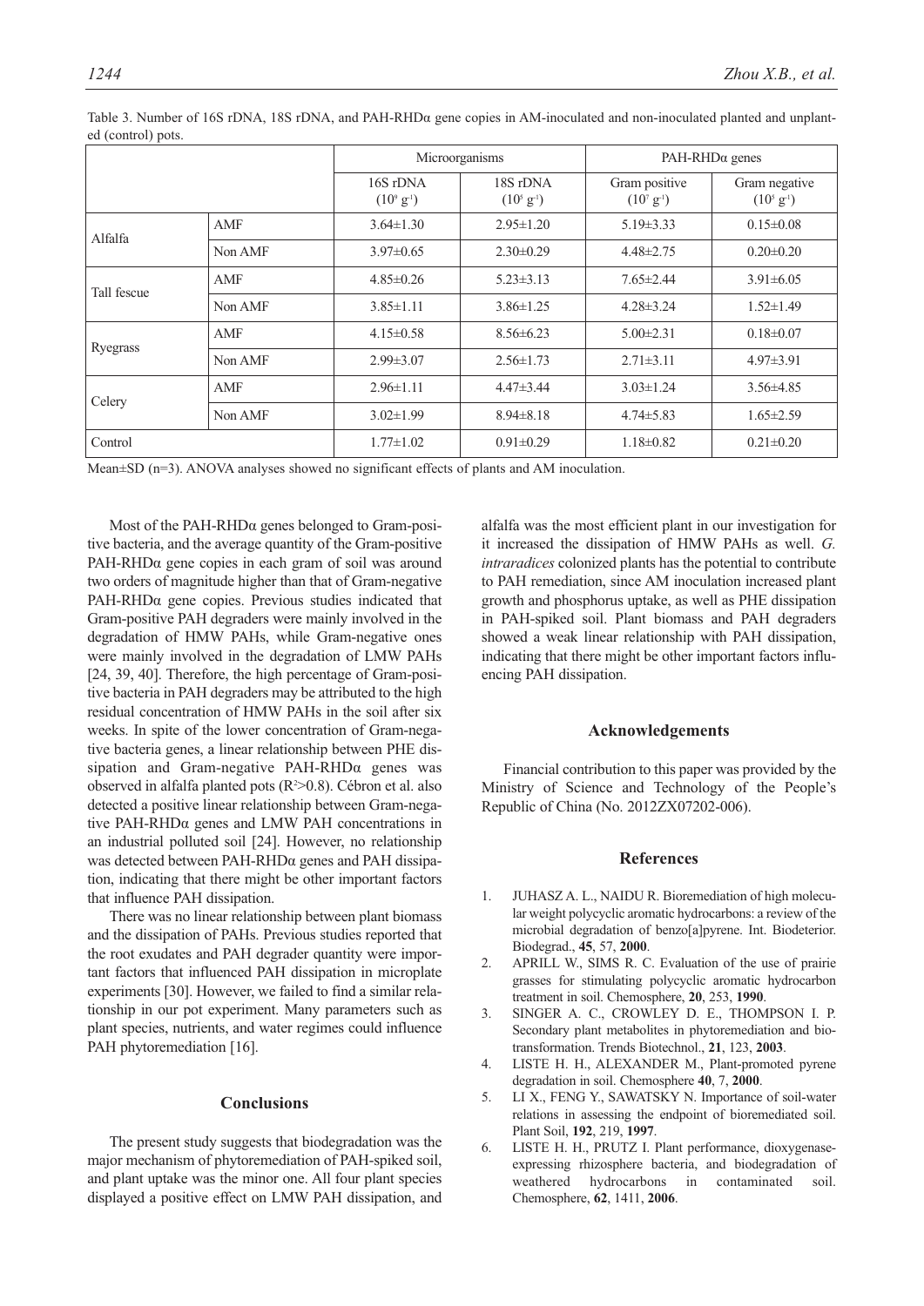Table 3. Number of 16S rDNA, 18S rDNA, and PAH-RHDα gene copies in AM-inoculated and non-inoculated planted and unplanted (control) pots.

| | | Microorganisms | | PAH-RHDα genes | |
|---|---|---|---|---|---|
| | | 16S rDNA ($10^9$ $g^{-1}$) | 18S rDNA ($10^5$ $g^{-1}$) | Gram positive ($10^7$ $g^{-1}$) | Gram negative ($10^5$ $g^{-1}$) |
| Alfalfa | AMF | 3.64±1.30 | 2.95±1.20 | 5.19±3.33 | 0.15±0.08 |
| | Non AMF | 3.97±0.65 | 2.30±0.29 | 4.48±2.75 | 0.20±0.20 |
| Tall fescue | AMF | 4.85±0.26 | 5.23±3.13 | 7.65±2.44 | 3.91±6.05 |
| | Non AMF | 3.85±1.11 | 3.86±1.25 | 4.28±3.24 | 1.52±1.49 |
| Ryegrass | AMF | 4.15±0.58 | 8.56±6.23 | 5.00±2.31 | 0.18±0.07 |
| | Non AMF | 2.99±3.07 | 2.56±1.73 | 2.71±3.11 | 4.97±3.91 |
| Celery | AMF | 2.96±1.11 | 4.47±3.44 | 3.03±1.24 | 3.56±4.85 |
| | Non AMF | 3.02±1.99 | 8.94±8.18 | 4.74±5.83 | 1.65±2.59 |
| Control | | 1.77±1.02 | 0.91±0.29 | 1.18±0.82 | 0.21±0.20 |

Mean±SD (n=3). ANOVA analyses showed no significant effects of plants and AM inoculation.

Most of the PAH-RHDα genes belonged to Gram-positive bacteria, and the average quantity of the Gram-positive PAH-RHDα gene copies in each gram of soil was around two orders of magnitude higher than that of Gram-negative PAH-RHDα gene copies. Previous studies indicated that Gram-positive PAH degraders were mainly involved in the degradation of HMW PAHs, while Gram-negative ones were mainly involved in the degradation of LMW PAHs [24, 39, 40]. Therefore, the high percentage of Gram-positive bacteria in PAH degraders may be attributed to the high residual concentration of HMW PAHs in the soil after six weeks. In spite of the lower concentration of Gram-negative bacteria genes, a linear relationship between PHE dissipation and Gram-negative PAH-RHDα genes was observed in alfalfa planted pots ($R^2$>0.8). Cébron et al. also detected a positive linear relationship between Gram-negative PAH-RHDα genes and LMW PAH concentrations in an industrial polluted soil [24]. However, no relationship was detected between PAH-RHDα genes and PAH dissipation, indicating that there might be other important factors that influence PAH dissipation.

There was no linear relationship between plant biomass and the dissipation of PAHs. Previous studies reported that the root exudates and PAH degrader quantity were important factors that influenced PAH dissipation in microplate experiments [30]. However, we failed to find a similar relationship in our pot experiment. Many parameters such as plant species, nutrients, and water regimes could influence PAH phytoremediation [16].

## Conclusions

The present study suggests that biodegradation was the major mechanism of phytoremediation of PAH-spiked soil, and plant uptake was the minor one. All four plant species displayed a positive effect on LMW PAH dissipation, and alfalfa was the most efficient plant in our investigation for it increased the dissipation of HMW PAHs as well. *G. intraradices* colonized plants has the potential to contribute to PAH remediation, since AM inoculation increased plant growth and phosphorus uptake, as well as PHE dissipation in PAH-spiked soil. Plant biomass and PAH degraders showed a weak linear relationship with PAH dissipation, indicating that there might be other important factors influencing PAH dissipation.

## Acknowledgements

Financial contribution to this paper was provided by the Ministry of Science and Technology of the People's Republic of China (No. 2012ZX07202-006).

## References

1. JUHASZ A. L., NAIDU R. Bioremediation of high molecular weight polycyclic aromatic hydrocarbons: a review of the microbial degradation of benzo[a]pyrene. Int. Biodeterior. Biodegrad., **45**, 57, **2000**.
2. APRILL W., SIMS R. C. Evaluation of the use of prairie grasses for stimulating polycyclic aromatic hydrocarbon treatment in soil. Chemosphere, **20**, 253, **1990**.
3. SINGER A. C., CROWLEY D. E., THOMPSON I. P. Secondary plant metabolites in phytoremediation and biotransformation. Trends Biotechnol., **21**, 123, **2003**.
4. LISTE H. H., ALEXANDER M., Plant-promoted pyrene degradation in soil. Chemosphere **40**, 7, **2000**.
5. LI X., FENG Y., SAWATSKY N. Importance of soil-water relations in assessing the endpoint of bioremediated soil. Plant Soil, **192**, 219, **1997**.
6. LISTE H. H., PRUTZ I. Plant performance, dioxygenase-expressing rhizosphere bacteria, and biodegradation of weathered hydrocarbons in contaminated soil. Chemosphere, **62**, 1411, **2006**.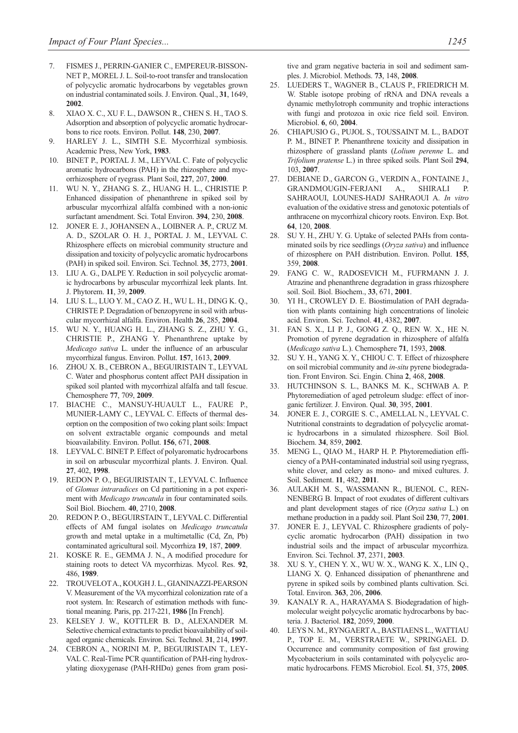7. FISMES J., PERRIN-GANIER C., EMPEREUR-BISSONNET P., MOREL J. L. Soil-to-root transfer and translocation of polycyclic aromatic hydrocarbons by vegetables grown on industrial contaminated soils. J. Environ. Qual., **31**, 1649, **2002**.
8. XIAO X. C., XU F. L., DAWSON R., CHEN S. H., TAO S. Adsorption and absorption of polycyclic aromatic hydrocarbons to rice roots. Environ. Pollut. **148**, 230, **2007**.
9. HARLEY J. L., SIMTH S.E. Mycorrhizal symbiosis. Academic Press, New York, **1983**.
10. BINET P., PORTAL J. M., LEYVAL C. Fate of polycyclic aromatic hydrocarbons (PAH) in the rhizosphere and mycorrhizosphere of ryegrass. Plant Soil, **227**, 207, **2000**.
11. WU N. Y., ZHANG S. Z., HUANG H. L., CHRISTIE P. Enhanced dissipation of phenanthrene in spiked soil by arbuscular mycorrhizal alfalfa combined with a non-ionic surfactant amendment. Sci. Total Environ. **394**, 230, **2008**.
12. JONER E. J., JOHANSEN A., LOIBNER A. P., CRUZ M. A. D., SZOLAR O. H. J., PORTAL J. M., LEYVAL C. Rhizosphere effects on microbial community structure and dissipation and toxicity of polycyclic aromatic hydrocarbons (PAH) in spiked soil. Environ. Sci. Technol. **35**, 2773, **2001**.
13. LIU A. G., DALPE Y. Reduction in soil polycyclic aromatic hydrocarbons by arbuscular mycorrhizal leek plants. Int. J. Phytorem. **11**, 39, **2009**.
14. LIU S. L., LUO Y. M., CAO Z. H., WU L. H., DING K. Q., CHRISTE P. Degradation of benzopyrene in soil with arbuscular mycorrhizal alfalfa. Environ. Health **26**, 285, **2004**.
15. WU N. Y., HUANG H. L., ZHANG S. Z., ZHU Y. G., CHRISTIE P., ZHANG Y. Phenanthrene uptake by *Medicago sativa* L. under the influence of an arbuscular mycorrhizal fungus. Environ. Pollut. **157**, 1613, **2009**.
16. ZHOU X. B., CEBRON A., BEGUIRISTAIN T., LEYVAL C. Water and phosphorus content affect PAH dissipation in spiked soil planted with mycorrhizal alfalfa and tall fescue. Chemosphere **77**, 709, **2009**.
17. BIACHE C., MANSUY-HUAULT L., FAURE P., MUNIER-LAMY C., LEYVAL C. Effects of thermal desorption on the composition of two coking plant soils: Impact on solvent extractable organic compounds and metal bioavailability. Environ. Pollut. **156**, 671, **2008**.
18. LEYVAL C. BINET P. Effect of polyaromatic hydrocarbons in soil on arbuscular mycorrhizal plants. J. Environ. Qual. **27**, 402, **1998**.
19. REDON P. O., BEGUIRISTAIN T., LEYVAL C. Influence of *Glomus intraradices* on Cd partitioning in a pot experiment with *Medicago truncatula* in four contaminated soils. Soil Biol. Biochem. **40**, 2710, **2008**.
20. REDON P. O., BEGUIRSTAIN T., LEYVAL C. Differential effects of AM fungal isolates on *Medicago truncatula* growth and metal uptake in a multimetallic (Cd, Zn, Pb) contaminated agricultural soil. Mycorrhiza **19**, 187, **2009**.
21. KOSKE R. E., GEMMA J. N., A modified procedure for staining roots to detect VA mycorrhizas. Mycol. Res. **92**, 486, **1989**.
22. TROUVELOT A., KOUGH J. L., GIANINAZZI-PEARSON V. Measurement of the VA mycorrhizal colonization rate of a root system. In: Research of estimation methods with functional meaning. Paris, pp. 217-221, **1986** [In French].
23. KELSEY J. W., KOTTLER B. D., ALEXANDER M. Selective chemical extractants to predict bioavailability of soil-aged organic chemicals. Environ. Sci. Technol. **31**, 214, **1997**.
24. CEBRON A., NORINI M. P., BEGUIRISTAIN T., LEYVAL C. Real-Time PCR quantification of PAH-ring hydroxylating dioxygenase (PAH-RHDα) genes from gram positive and gram negative bacteria in soil and sediment samples. J. Microbiol. Methods. **73**, 148, **2008**.
25. LUEDERS T., WAGNER B., CLAUS P., FRIEDRICH M. W. Stable isotope probing of rRNA and DNA reveals a dynamic methylotroph community and trophic interactions with fungi and protozoa in oxic rice field soil. Environ. Microbiol. **6**, 60, **2004**.
26. CHIAPUSIO G., PUJOL S., TOUSSAINT M. L., BADOT P. M., BINET P. Phenanthrene toxicity and dissipation in rhizosphere of grassland plants (*Lolium perenne* L. and *Trifolium pratense* L.) in three spiked soils. Plant Soil **294**, 103, **2007**.
27. DEBIANE D., GARCON G., VERDIN A., FONTAINE J., GRANDMOUGIN-FERJANI A., SHIRALI P. SAHRAOUI, LOUNES-HADJ SAHRAOUI A. *In vitro* evaluation of the oxidative stress and genotoxic potentials of anthracene on mycorrhizal chicory roots. Environ. Exp. Bot. **64**, 120, **2008**.
28. SU Y. H., ZHU Y. G. Uptake of selected PAHs from contaminated soils by rice seedlings (*Oryza sativa*) and influence of rhizosphere on PAH distribution. Environ. Pollut. **155**, 359, **2008**.
29. FANG C. W., RADOSEVICH M., FUFRMANN J. J. Atrazine and phenanthrene degradation in grass rhizosphere soil. Soil. Biol. Biochem., **33**, 671, **2001**.
30. YI H., CROWLEY D. E. Biostimulation of PAH degradation with plants containing high concentrations of linoleic acid. Environ. Sci. Technol. **41**, 4382, **2007**.
31. FAN S. X., LI P. J., GONG Z. Q., REN W. X., HE N. Promotion of pyrene degradation in rhizosphere of alfalfa (*Medicago sativa* L.). Chemosphere **71**, 1593, **2008**.
32. SU Y. H., YANG X. Y., CHIOU C. T. Effect of rhizosphere on soil microbial community and *in-situ* pyrene biodegradation. Front Environ. Sci. Engin. China **2**, 468, **2008**.
33. HUTCHINSON S. L., BANKS M. K., SCHWAB A. P. Phytoremediation of aged petroleum sludge: effect of inorganic fertilizer. J. Environ. Qual. **30**, 395, **2001**.
34. JONER E. J., CORGIE S. C., AMELLAL N., LEYVAL C. Nutritional constraints to degradation of polycyclic aromatic hydrocarbons in a simulated rhizosphere. Soil Biol. Biochem. **34**, 859, **2002**.
35. MENG L., QIAO M., HARP H. P. Phytoremediation efficiency of a PAH-contaminated industrial soil using ryegrass, white clover, and celery as mono- and mixed cultures. J. Soil. Sediment. **11**, 482, **2011**.
36. AULAKH M. S., WASSMANN R., BUENOL C., RENNENBERG B. Impact of root exudates of different cultivars and plant development stages of rice (*Oryza sativa* L.) on methane production in a paddy soil. Plant Soil **230**, 77, **2001**.
37. JONER E. J., LEYVAL C. Rhizosphere gradients of polycyclic aromatic hydrocarbon (PAH) dissipation in two industrial soils and the impact of arbuscular mycorrhiza. Environ. Sci. Technol. **37**, 2371, **2003**.
38. XU S. Y., CHEN Y. X., WU W. X., WANG K. X., LIN Q., LIANG X. Q. Enhanced dissipation of phenanthrene and pyrene in spiked soils by combined plants cultivation. Sci. Total. Environ. **363**, 206, **2006**.
39. KANALY R. A., HARAYAMA S. Biodegradation of high-molecular weight polycyclic aromatic hydrocarbons by bacteria. J. Bacteriol. **182**, 2059, **2000**.
40. LEYS N. M., RYNGAERT A., BASTIAENS L., WATTIAU P., TOP E. M., VERSTRAETE W., SPRINGAEL D. Occurrence and community composition of fast growing Mycobacterium in soils contaminated with polycyclic aromatic hydrocarbons. FEMS Microbiol. Ecol. **51**, 375, **2005**.